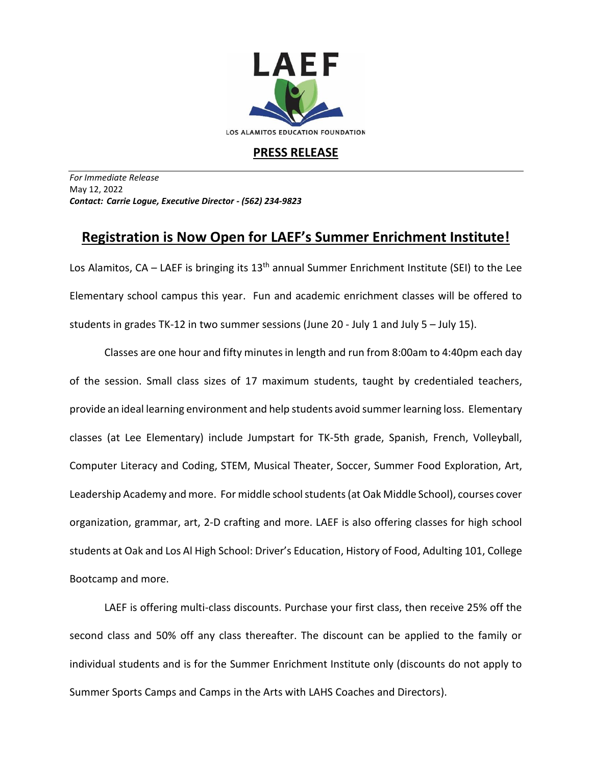LAEF

LOS ALAMITOS EDUCATION FOUNDATION

## PRESS RELEASE

*For Immediate Release*
May 12, 2022
***Contact: Carrie Logue, Executive Director - (562) 234-9823***

# Registration is Now Open for LAEF's Summer Enrichment Institute!

Los Alamitos, CA – LAEF is bringing its 13th annual Summer Enrichment Institute (SEI) to the Lee Elementary school campus this year. Fun and academic enrichment classes will be offered to students in grades TK-12 in two summer sessions (June 20 - July 1 and July 5 – July 15).

Classes are one hour and fifty minutes in length and run from 8:00am to 4:40pm each day of the session. Small class sizes of 17 maximum students, taught by credentialed teachers, provide an ideal learning environment and help students avoid summer learning loss. Elementary classes (at Lee Elementary) include Jumpstart for TK-5th grade, Spanish, French, Volleyball, Computer Literacy and Coding, STEM, Musical Theater, Soccer, Summer Food Exploration, Art, Leadership Academy and more. For middle school students (at Oak Middle School), courses cover organization, grammar, art, 2-D crafting and more. LAEF is also offering classes for high school students at Oak and Los Al High School: Driver's Education, History of Food, Adulting 101, College Bootcamp and more.

LAEF is offering multi-class discounts. Purchase your first class, then receive 25% off the second class and 50% off any class thereafter. The discount can be applied to the family or individual students and is for the Summer Enrichment Institute only (discounts do not apply to Summer Sports Camps and Camps in the Arts with LAHS Coaches and Directors).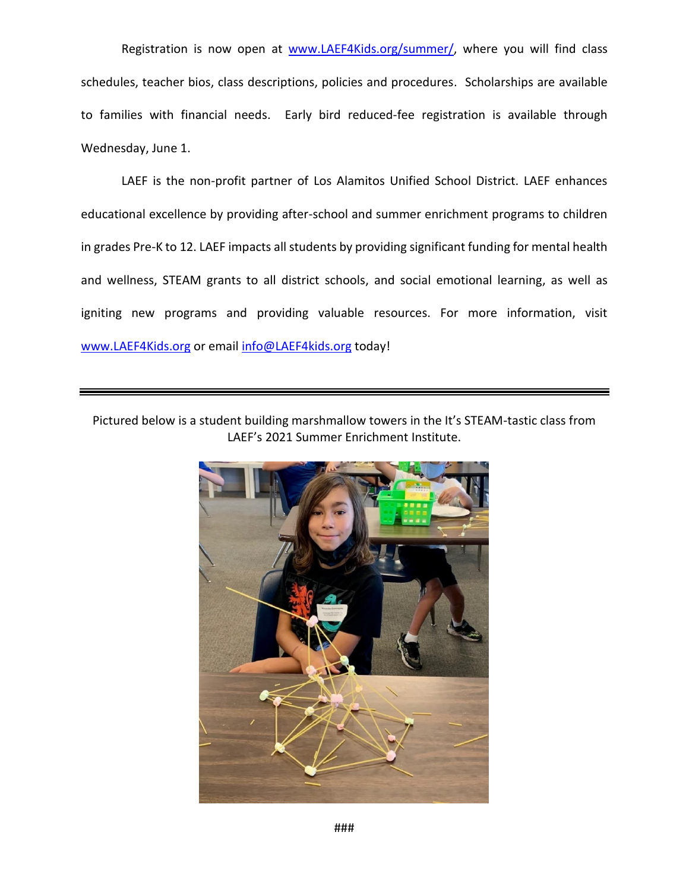Registration is now open at [www.LAEF4Kids.org/summer/](www.LAEF4Kids.org/summer/), where you will find class schedules, teacher bios, class descriptions, policies and procedures. Scholarships are available to families with financial needs. Early bird reduced-fee registration is available through Wednesday, June 1.

LAEF is the non-profit partner of Los Alamitos Unified School District. LAEF enhances educational excellence by providing after-school and summer enrichment programs to children in grades Pre-K to 12. LAEF impacts all students by providing significant funding for mental health and wellness, STEAM grants to all district schools, and social emotional learning, as well as igniting new programs and providing valuable resources. For more information, visit [www.LAEF4Kids.org](www.LAEF4Kids.org) or email [info@LAEF4kids.org](mailto:info@LAEF4kids.org) today!

---

Pictured below is a student building marshmallow towers in the It's STEAM-tastic class from LAEF's 2021 Summer Enrichment Institute.

###